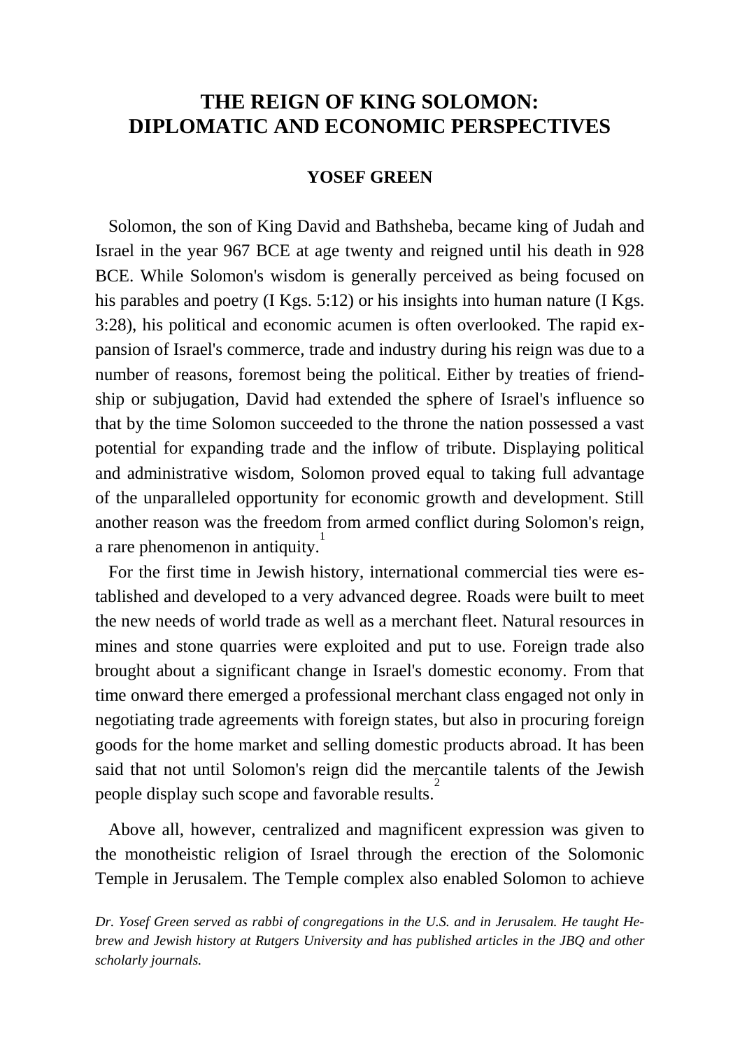# THE REIGN OF KING SOLOMON: DIPLOMATIC AND ECONOMIC PERSPECTIVES

**YOSEF GREEN**

Solomon, the son of King David and Bathsheba, became king of Judah and Israel in the year 967 BCE at age twenty and reigned until his death in 928 BCE. While Solomon's wisdom is generally perceived as being focused on his parables and poetry (I Kgs. 5:12) or his insights into human nature (I Kgs. 3:28), his political and economic acumen is often overlooked. The rapid expansion of Israel's commerce, trade and industry during his reign was due to a number of reasons, foremost being the political. Either by treaties of friendship or subjugation, David had extended the sphere of Israel's influence so that by the time Solomon succeeded to the throne the nation possessed a vast potential for expanding trade and the inflow of tribute. Displaying political and administrative wisdom, Solomon proved equal to taking full advantage of the unparalleled opportunity for economic growth and development. Still another reason was the freedom from armed conflict during Solomon's reign, a rare phenomenon in antiquity.[1]

For the first time in Jewish history, international commercial ties were established and developed to a very advanced degree. Roads were built to meet the new needs of world trade as well as a merchant fleet. Natural resources in mines and stone quarries were exploited and put to use. Foreign trade also brought about a significant change in Israel's domestic economy. From that time onward there emerged a professional merchant class engaged not only in negotiating trade agreements with foreign states, but also in procuring foreign goods for the home market and selling domestic products abroad. It has been said that not until Solomon's reign did the mercantile talents of the Jewish people display such scope and favorable results.[2]

Above all, however, centralized and magnificent expression was given to the monotheistic religion of Israel through the erection of the Solomonic Temple in Jerusalem. The Temple complex also enabled Solomon to achieve

*Dr. Yosef Green served as rabbi of congregations in the U.S. and in Jerusalem. He taught Hebrew and Jewish history at Rutgers University and has published articles in the JBQ and other scholarly journals.*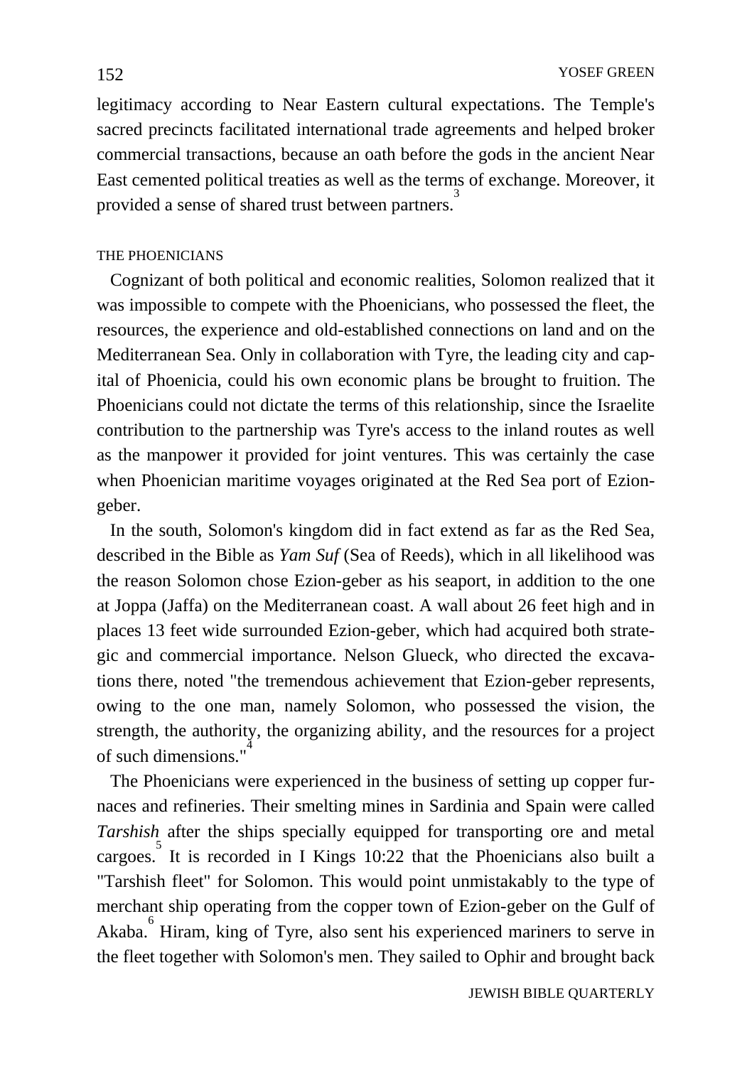legitimacy according to Near Eastern cultural expectations. The Temple's sacred precincts facilitated international trade agreements and helped broker commercial transactions, because an oath before the gods in the ancient Near East cemented political treaties as well as the terms of exchange. Moreover, it provided a sense of shared trust between partners.[3]

## THE PHOENICIANS

Cognizant of both political and economic realities, Solomon realized that it was impossible to compete with the Phoenicians, who possessed the fleet, the resources, the experience and old-established connections on land and on the Mediterranean Sea. Only in collaboration with Tyre, the leading city and capital of Phoenicia, could his own economic plans be brought to fruition. The Phoenicians could not dictate the terms of this relationship, since the Israelite contribution to the partnership was Tyre's access to the inland routes as well as the manpower it provided for joint ventures. This was certainly the case when Phoenician maritime voyages originated at the Red Sea port of Ezion-geber.

In the south, Solomon's kingdom did in fact extend as far as the Red Sea, described in the Bible as *Yam Suf* (Sea of Reeds), which in all likelihood was the reason Solomon chose Ezion-geber as his seaport, in addition to the one at Joppa (Jaffa) on the Mediterranean coast. A wall about 26 feet high and in places 13 feet wide surrounded Ezion-geber, which had acquired both strategic and commercial importance. Nelson Glueck, who directed the excavations there, noted "the tremendous achievement that Ezion-geber represents, owing to the one man, namely Solomon, who possessed the vision, the strength, the authority, the organizing ability, and the resources for a project of such dimensions."[4]

The Phoenicians were experienced in the business of setting up copper furnaces and refineries. Their smelting mines in Sardinia and Spain were called *Tarshish* after the ships specially equipped for transporting ore and metal cargoes.[5] It is recorded in I Kings 10:22 that the Phoenicians also built a "Tarshish fleet" for Solomon. This would point unmistakably to the type of merchant ship operating from the copper town of Ezion-geber on the Gulf of Akaba.[6] Hiram, king of Tyre, also sent his experienced mariners to serve in the fleet together with Solomon's men. They sailed to Ophir and brought back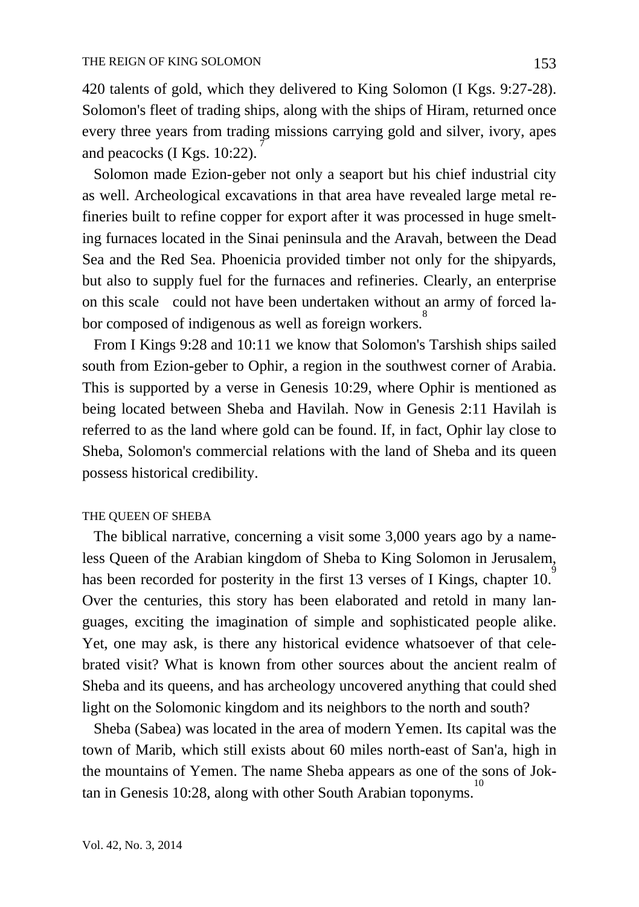420 talents of gold, which they delivered to King Solomon (I Kgs. 9:27-28). Solomon's fleet of trading ships, along with the ships of Hiram, returned once every three years from trading missions carrying gold and silver, ivory, apes and peacocks (I Kgs. 10:22).[7]

Solomon made Ezion-geber not only a seaport but his chief industrial city as well. Archeological excavations in that area have revealed large metal refineries built to refine copper for export after it was processed in huge smelting furnaces located in the Sinai peninsula and the Aravah, between the Dead Sea and the Red Sea. Phoenicia provided timber not only for the shipyards, but also to supply fuel for the furnaces and refineries. Clearly, an enterprise on this scale could not have been undertaken without an army of forced labor composed of indigenous as well as foreign workers.[8]

From I Kings 9:28 and 10:11 we know that Solomon's Tarshish ships sailed south from Ezion-geber to Ophir, a region in the southwest corner of Arabia. This is supported by a verse in Genesis 10:29, where Ophir is mentioned as being located between Sheba and Havilah. Now in Genesis 2:11 Havilah is referred to as the land where gold can be found. If, in fact, Ophir lay close to Sheba, Solomon's commercial relations with the land of Sheba and its queen possess historical credibility.

## THE QUEEN OF SHEBA

The biblical narrative, concerning a visit some 3,000 years ago by a nameless Queen of the Arabian kingdom of Sheba to King Solomon in Jerusalem, has been recorded for posterity in the first 13 verses of I Kings, chapter 10.[9] Over the centuries, this story has been elaborated and retold in many languages, exciting the imagination of simple and sophisticated people alike. Yet, one may ask, is there any historical evidence whatsoever of that celebrated visit? What is known from other sources about the ancient realm of Sheba and its queens, and has archeology uncovered anything that could shed light on the Solomonic kingdom and its neighbors to the north and south?

Sheba (Sabea) was located in the area of modern Yemen. Its capital was the town of Marib, which still exists about 60 miles north-east of San'a, high in the mountains of Yemen. The name Sheba appears as one of the sons of Joktan in Genesis 10:28, along with other South Arabian toponyms.[10]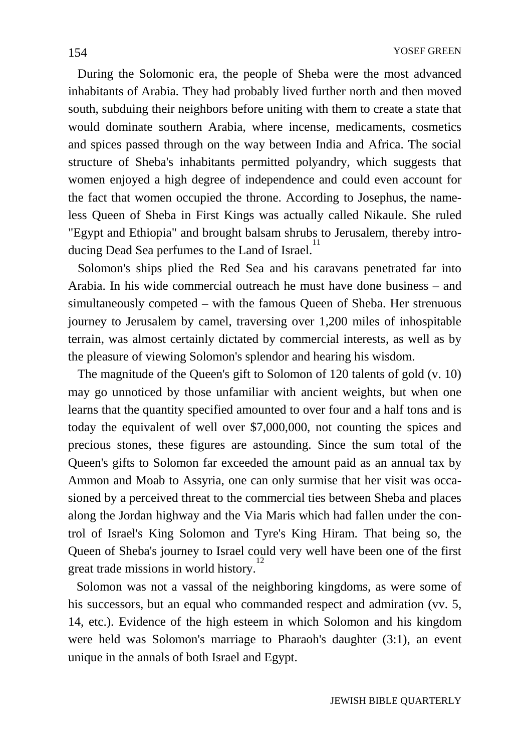During the Solomonic era, the people of Sheba were the most advanced inhabitants of Arabia. They had probably lived further north and then moved south, subduing their neighbors before uniting with them to create a state that would dominate southern Arabia, where incense, medicaments, cosmetics and spices passed through on the way between India and Africa. The social structure of Sheba's inhabitants permitted polyandry, which suggests that women enjoyed a high degree of independence and could even account for the fact that women occupied the throne. According to Josephus, the nameless Queen of Sheba in First Kings was actually called Nikaule. She ruled "Egypt and Ethiopia" and brought balsam shrubs to Jerusalem, thereby introducing Dead Sea perfumes to the Land of Israel.[11]

Solomon's ships plied the Red Sea and his caravans penetrated far into Arabia. In his wide commercial outreach he must have done business – and simultaneously competed – with the famous Queen of Sheba. Her strenuous journey to Jerusalem by camel, traversing over 1,200 miles of inhospitable terrain, was almost certainly dictated by commercial interests, as well as by the pleasure of viewing Solomon's splendor and hearing his wisdom.

The magnitude of the Queen's gift to Solomon of 120 talents of gold (v. 10) may go unnoticed by those unfamiliar with ancient weights, but when one learns that the quantity specified amounted to over four and a half tons and is today the equivalent of well over $7,000,000, not counting the spices and precious stones, these figures are astounding. Since the sum total of the Queen's gifts to Solomon far exceeded the amount paid as an annual tax by Ammon and Moab to Assyria, one can only surmise that her visit was occasioned by a perceived threat to the commercial ties between Sheba and places along the Jordan highway and the Via Maris which had fallen under the control of Israel's King Solomon and Tyre's King Hiram. That being so, the Queen of Sheba's journey to Israel could very well have been one of the first great trade missions in world history.[12]

Solomon was not a vassal of the neighboring kingdoms, as were some of his successors, but an equal who commanded respect and admiration (vv. 5, 14, etc.). Evidence of the high esteem in which Solomon and his kingdom were held was Solomon's marriage to Pharaoh's daughter (3:1), an event unique in the annals of both Israel and Egypt.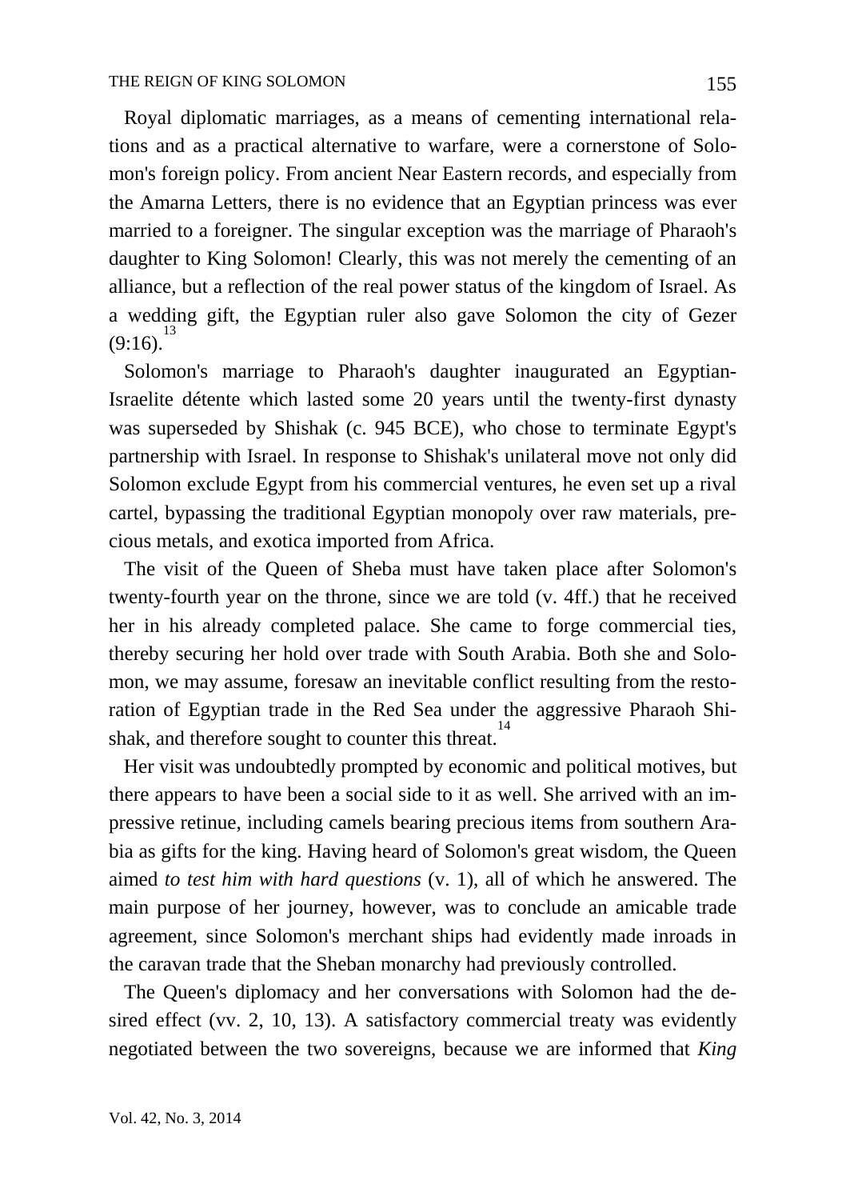Royal diplomatic marriages, as a means of cementing international relations and as a practical alternative to warfare, were a cornerstone of Solomon's foreign policy. From ancient Near Eastern records, and especially from the Amarna Letters, there is no evidence that an Egyptian princess was ever married to a foreigner. The singular exception was the marriage of Pharaoh's daughter to King Solomon! Clearly, this was not merely the cementing of an alliance, but a reflection of the real power status of the kingdom of Israel. As a wedding gift, the Egyptian ruler also gave Solomon the city of Gezer (9:16).[13]

Solomon's marriage to Pharaoh's daughter inaugurated an Egyptian-Israelite détente which lasted some 20 years until the twenty-first dynasty was superseded by Shishak (c. 945 BCE), who chose to terminate Egypt's partnership with Israel. In response to Shishak's unilateral move not only did Solomon exclude Egypt from his commercial ventures, he even set up a rival cartel, bypassing the traditional Egyptian monopoly over raw materials, precious metals, and exotica imported from Africa.

The visit of the Queen of Sheba must have taken place after Solomon's twenty-fourth year on the throne, since we are told (v. 4ff.) that he received her in his already completed palace. She came to forge commercial ties, thereby securing her hold over trade with South Arabia. Both she and Solomon, we may assume, foresaw an inevitable conflict resulting from the restoration of Egyptian trade in the Red Sea under the aggressive Pharaoh Shishak, and therefore sought to counter this threat.[14]

Her visit was undoubtedly prompted by economic and political motives, but there appears to have been a social side to it as well. She arrived with an impressive retinue, including camels bearing precious items from southern Arabia as gifts for the king. Having heard of Solomon's great wisdom, the Queen aimed *to test him with hard questions* (v. 1), all of which he answered. The main purpose of her journey, however, was to conclude an amicable trade agreement, since Solomon's merchant ships had evidently made inroads in the caravan trade that the Sheban monarchy had previously controlled.

The Queen's diplomacy and her conversations with Solomon had the desired effect (vv. 2, 10, 13). A satisfactory commercial treaty was evidently negotiated between the two sovereigns, because we are informed that *King*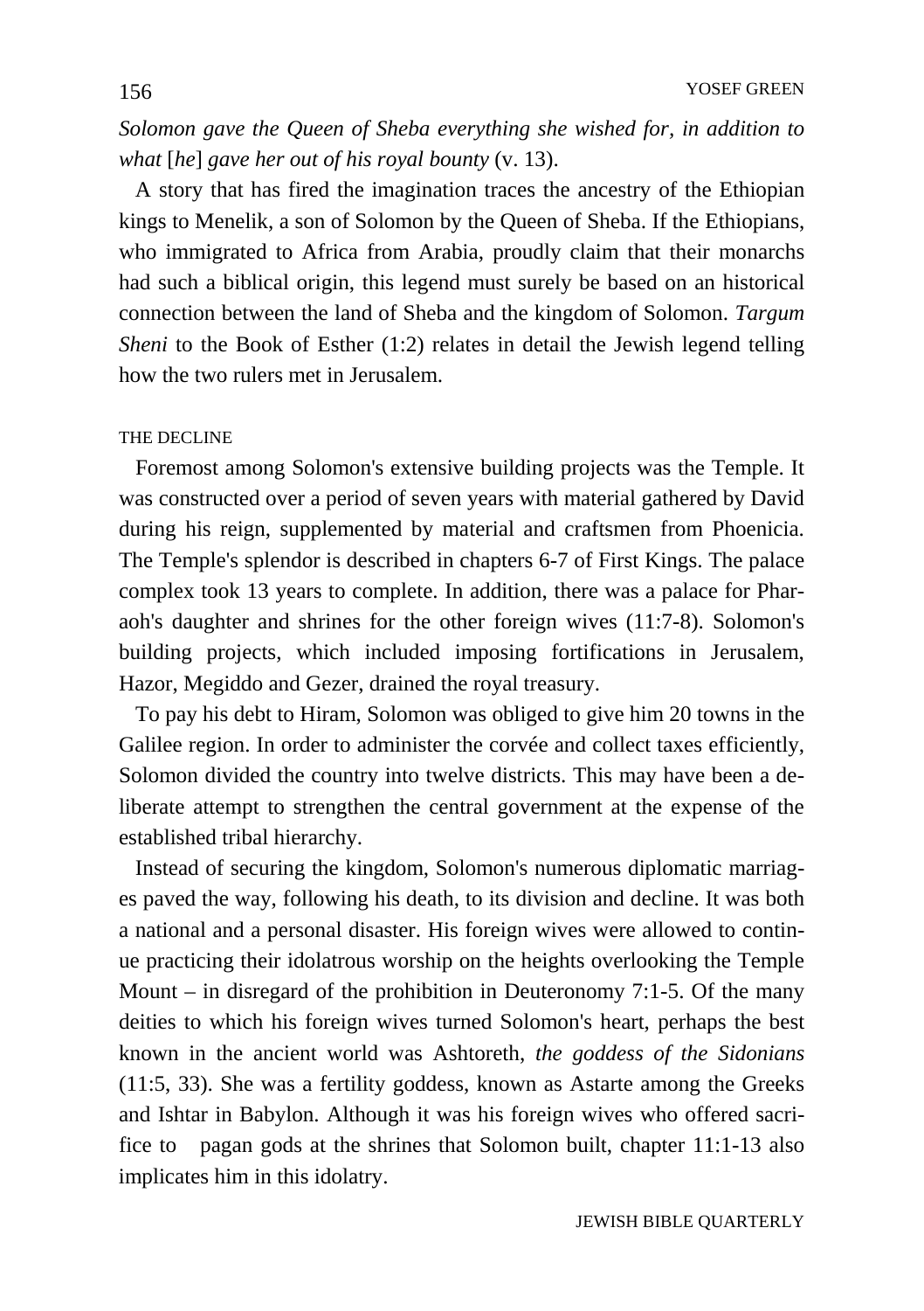*Solomon gave the Queen of Sheba everything she wished for, in addition to what* [*he*] *gave her out of his royal bounty* (v. 13).

A story that has fired the imagination traces the ancestry of the Ethiopian kings to Menelik, a son of Solomon by the Queen of Sheba. If the Ethiopians, who immigrated to Africa from Arabia, proudly claim that their monarchs had such a biblical origin, this legend must surely be based on an historical connection between the land of Sheba and the kingdom of Solomon. *Targum Sheni* to the Book of Esther (1:2) relates in detail the Jewish legend telling how the two rulers met in Jerusalem.

## THE DECLINE

Foremost among Solomon's extensive building projects was the Temple. It was constructed over a period of seven years with material gathered by David during his reign, supplemented by material and craftsmen from Phoenicia. The Temple's splendor is described in chapters 6-7 of First Kings. The palace complex took 13 years to complete. In addition, there was a palace for Pharaoh's daughter and shrines for the other foreign wives (11:7-8). Solomon's building projects, which included imposing fortifications in Jerusalem, Hazor, Megiddo and Gezer, drained the royal treasury.

To pay his debt to Hiram, Solomon was obliged to give him 20 towns in the Galilee region. In order to administer the corvée and collect taxes efficiently, Solomon divided the country into twelve districts. This may have been a deliberate attempt to strengthen the central government at the expense of the established tribal hierarchy.

Instead of securing the kingdom, Solomon's numerous diplomatic marriages paved the way, following his death, to its division and decline. It was both a national and a personal disaster. His foreign wives were allowed to continue practicing their idolatrous worship on the heights overlooking the Temple Mount – in disregard of the prohibition in Deuteronomy 7:1-5. Of the many deities to which his foreign wives turned Solomon's heart, perhaps the best known in the ancient world was Ashtoreth, *the goddess of the Sidonians* (11:5, 33). She was a fertility goddess, known as Astarte among the Greeks and Ishtar in Babylon. Although it was his foreign wives who offered sacrifice to pagan gods at the shrines that Solomon built, chapter 11:1-13 also implicates him in this idolatry.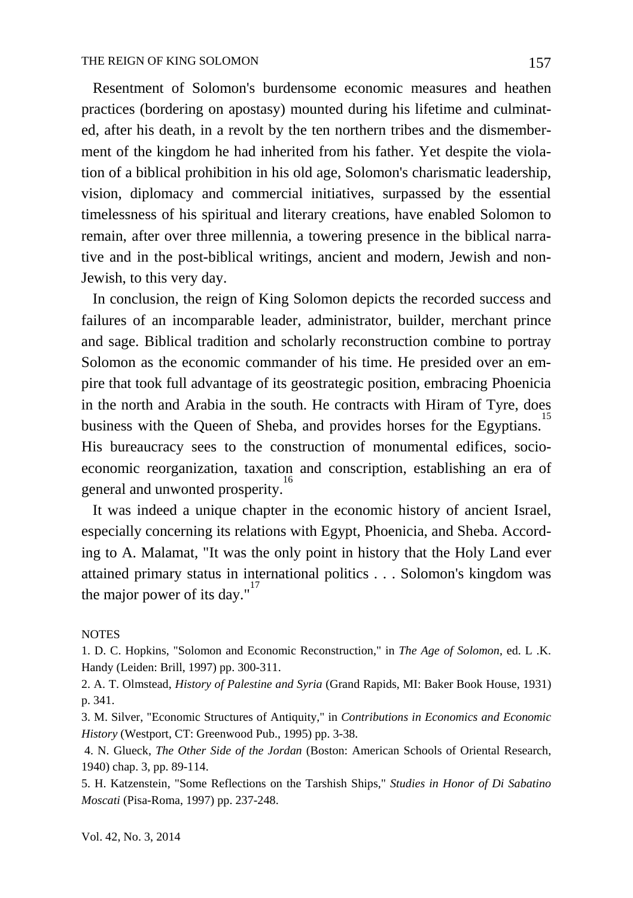Resentment of Solomon's burdensome economic measures and heathen practices (bordering on apostasy) mounted during his lifetime and culminated, after his death, in a revolt by the ten northern tribes and the dismemberment of the kingdom he had inherited from his father. Yet despite the violation of a biblical prohibition in his old age, Solomon's charismatic leadership, vision, diplomacy and commercial initiatives, surpassed by the essential timelessness of his spiritual and literary creations, have enabled Solomon to remain, after over three millennia, a towering presence in the biblical narrative and in the post-biblical writings, ancient and modern, Jewish and non-Jewish, to this very day.

In conclusion, the reign of King Solomon depicts the recorded success and failures of an incomparable leader, administrator, builder, merchant prince and sage. Biblical tradition and scholarly reconstruction combine to portray Solomon as the economic commander of his time. He presided over an empire that took full advantage of its geostrategic position, embracing Phoenicia in the north and Arabia in the south. He contracts with Hiram of Tyre, does business with the Queen of Sheba, and provides horses for the Egyptians.[15] His bureaucracy sees to the construction of monumental edifices, socio-economic reorganization, taxation and conscription, establishing an era of general and unwonted prosperity.[16]

It was indeed a unique chapter in the economic history of ancient Israel, especially concerning its relations with Egypt, Phoenicia, and Sheba. According to A. Malamat, "It was the only point in history that the Holy Land ever attained primary status in international politics . . . Solomon's kingdom was the major power of its day."[17]

NOTES

1. D. C. Hopkins, "Solomon and Economic Reconstruction," in *The Age of Solomon*, ed. L .K. Handy (Leiden: Brill, 1997) pp. 300-311.

2. A. T. Olmstead, *History of Palestine and Syria* (Grand Rapids, MI: Baker Book House, 1931) p. 341.

3. M. Silver, "Economic Structures of Antiquity," in *Contributions in Economics and Economic History* (Westport, CT: Greenwood Pub., 1995) pp. 3-38.

4. N. Glueck, *The Other Side of the Jordan* (Boston: American Schools of Oriental Research, 1940) chap. 3, pp. 89-114.

5. H. Katzenstein, "Some Reflections on the Tarshish Ships," *Studies in Honor of Di Sabatino Moscati* (Pisa-Roma, 1997) pp. 237-248.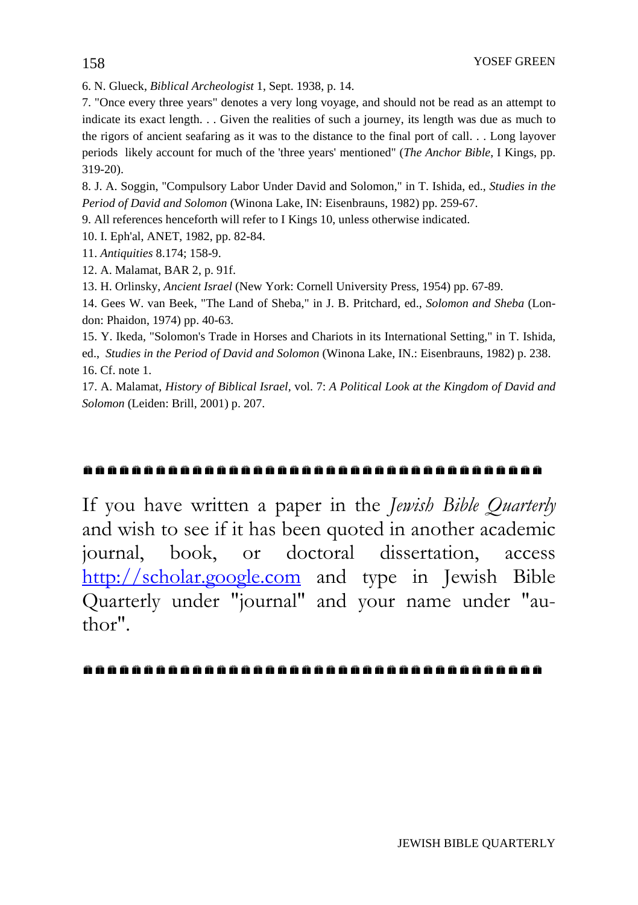6. N. Glueck, *Biblical Archeologist* 1, Sept. 1938, p. 14.

7. "Once every three years" denotes a very long voyage, and should not be read as an attempt to indicate its exact length. . . Given the realities of such a journey, its length was due as much to the rigors of ancient seafaring as it was to the distance to the final port of call. . . Long layover periods likely account for much of the 'three years' mentioned" (*The Anchor Bible*, I Kings, pp. 319-20).

8. J. A. Soggin, "Compulsory Labor Under David and Solomon," in T. Ishida, ed., *Studies in the Period of David and Solomon* (Winona Lake, IN: Eisenbrauns, 1982) pp. 259-67.

9. All references henceforth will refer to I Kings 10, unless otherwise indicated.

10. I. Eph'al, ANET, 1982, pp. 82-84.

11. *Antiquities* 8.174; 158-9.

12. A. Malamat, BAR 2, p. 91f.

13. H. Orlinsky, *Ancient Israel* (New York: Cornell University Press, 1954) pp. 67-89.

14. Gees W. van Beek, "The Land of Sheba," in J. B. Pritchard, ed., *Solomon and Sheba* (London: Phaidon, 1974) pp. 40-63.

15. Y. Ikeda, "Solomon's Trade in Horses and Chariots in its International Setting," in T. Ishida, ed., *Studies in the Period of David and Solomon* (Winona Lake, IN.: Eisenbrauns, 1982) p. 238.

16. Cf. note 1.

17. A. Malamat, *History of Biblical Israel,* vol. 7: *A Political Look at the Kingdom of David and Solomon* (Leiden: Brill, 2001) p. 207.

---

If you have written a paper in the *Jewish Bible Quarterly* and wish to see if it has been quoted in another academic journal, book, or doctoral dissertation, access http://scholar.google.com and type in Jewish Bible Quarterly under "journal" and your name under "author".

---